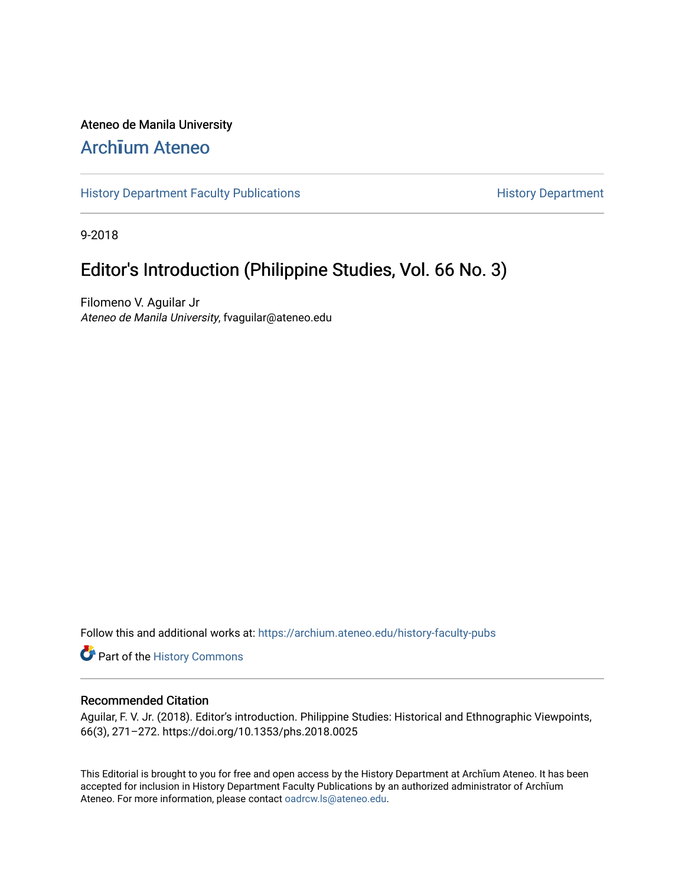Ateneo de Manila University

# Archīum Ateneo

History Department Faculty Publications | History Department

9-2018

## Editor's Introduction (Philippine Studies, Vol. 66 No. 3)

Filomeno V. Aguilar Jr
*Ateneo de Manila University*, fvaguilar@ateneo.edu

Follow this and additional works at: https://archium.ateneo.edu/history-faculty-pubs

Part of the History Commons

### Recommended Citation

Aguilar, F. V. Jr. (2018). Editor's introduction. Philippine Studies: Historical and Ethnographic Viewpoints, 66(3), 271–272. https://doi.org/10.1353/phs.2018.0025

This Editorial is brought to you for free and open access by the History Department at Archīum Ateneo. It has been accepted for inclusion in History Department Faculty Publications by an authorized administrator of Archīum Ateneo. For more information, please contact oadrcw.ls@ateneo.edu.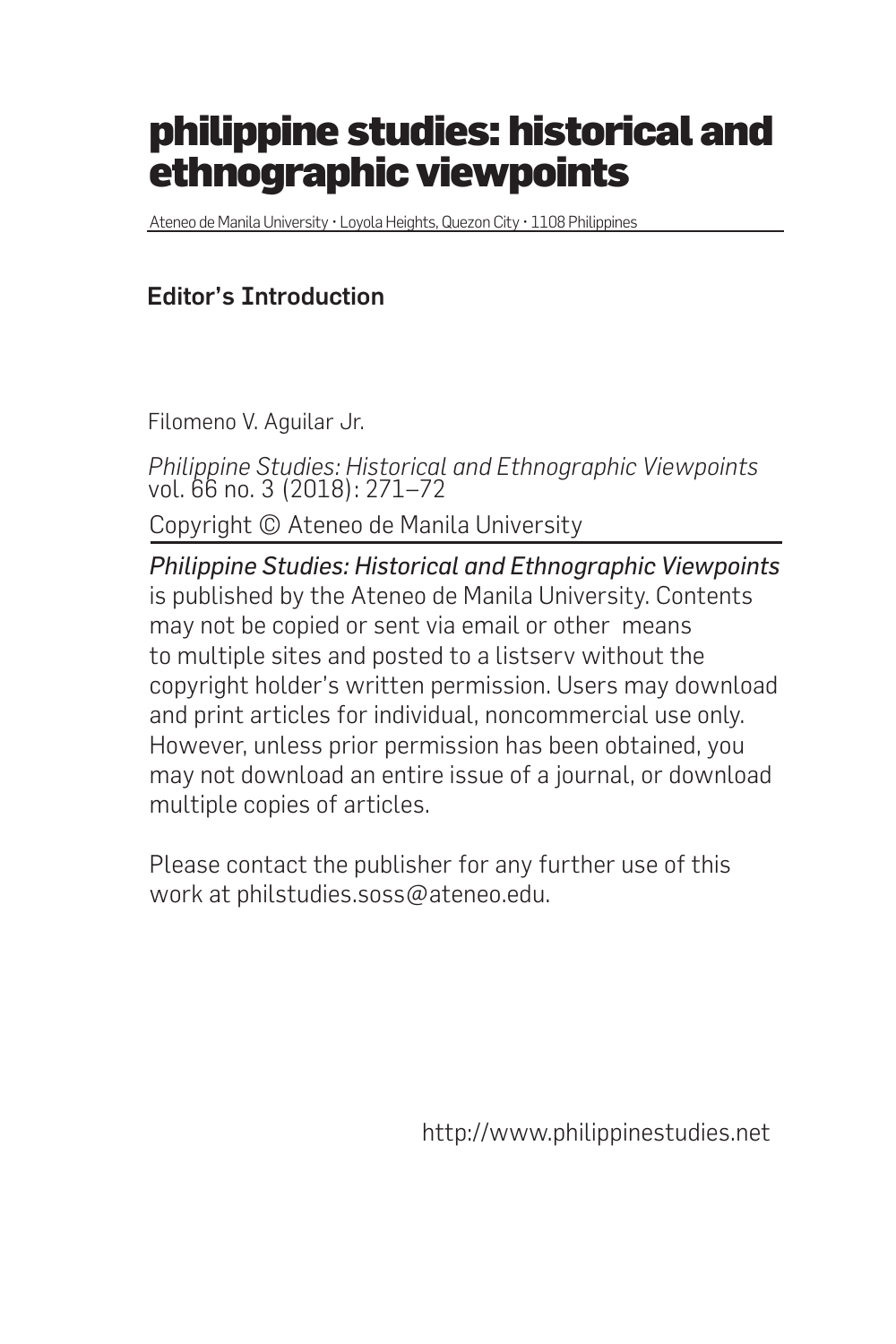# philippine studies: historical and ethnographic viewpoints

Ateneo de Manila University • Loyola Heights, Quezon City • 1108 Philippines

## Editor's Introduction

Filomeno V. Aguilar Jr.

*Philippine Studies: Historical and Ethnographic Viewpoints* vol. 66 no. 3 (2018): 271–72

Copyright © Ateneo de Manila University

*Philippine Studies: Historical and Ethnographic Viewpoints* is published by the Ateneo de Manila University. Contents may not be copied or sent via email or other means to multiple sites and posted to a listserv without the copyright holder's written permission. Users may download and print articles for individual, noncommercial use only. However, unless prior permission has been obtained, you may not download an entire issue of a journal, or download multiple copies of articles.

Please contact the publisher for any further use of this work at philstudies.soss@ateneo.edu.

http://www.philippinestudies.net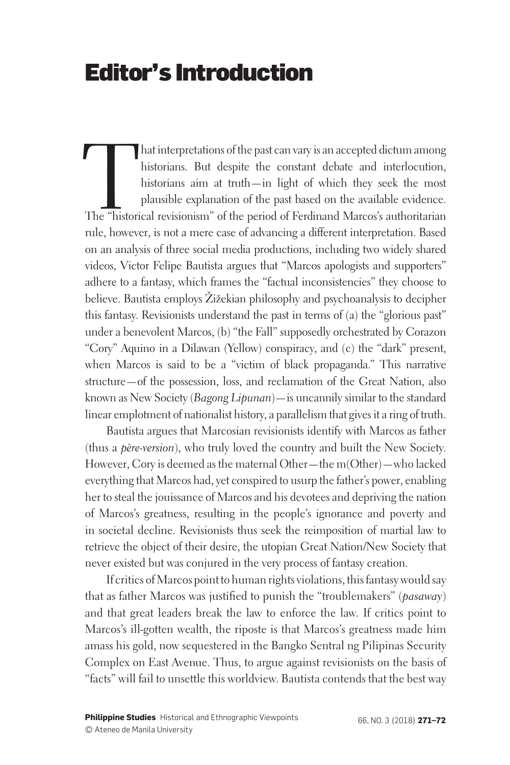# Editor's Introduction

That interpretations of the past can vary is an accepted dictum among historians. But despite the constant debate and interlocution, historians aim at truth—in light of which they seek the most plausible explanation of the past based on the available evidence. The "historical revisionism" of the period of Ferdinand Marcos's authoritarian rule, however, is not a mere case of advancing a different interpretation. Based on an analysis of three social media productions, including two widely shared videos, Victor Felipe Bautista argues that "Marcos apologists and supporters" adhere to a fantasy, which frames the "factual inconsistencies" they choose to believe. Bautista employs Žižekian philosophy and psychoanalysis to decipher this fantasy. Revisionists understand the past in terms of (a) the "glorious past" under a benevolent Marcos, (b) "the Fall" supposedly orchestrated by Corazon "Cory" Aquino in a Dilawan (Yellow) conspiracy, and (c) the "dark" present, when Marcos is said to be a "victim of black propaganda." This narrative structure—of the possession, loss, and reclamation of the Great Nation, also known as New Society (*Bagong Lipunan*)—is uncannily similar to the standard linear emplotment of nationalist history, a parallelism that gives it a ring of truth.

Bautista argues that Marcosian revisionists identify with Marcos as father (thus a *père-version*), who truly loved the country and built the New Society. However, Cory is deemed as the maternal Other—the m(Other)—who lacked everything that Marcos had, yet conspired to usurp the father's power, enabling her to steal the jouissance of Marcos and his devotees and depriving the nation of Marcos's greatness, resulting in the people's ignorance and poverty and in societal decline. Revisionists thus seek the reimposition of martial law to retrieve the object of their desire, the utopian Great Nation/New Society that never existed but was conjured in the very process of fantasy creation.

If critics of Marcos point to human rights violations, this fantasy would say that as father Marcos was justified to punish the "troublemakers" (*pasaway*) and that great leaders break the law to enforce the law. If critics point to Marcos's ill-gotten wealth, the riposte is that Marcos's greatness made him amass his gold, now sequestered in the Bangko Sentral ng Pilipinas Security Complex on East Avenue. Thus, to argue against revisionists on the basis of "facts" will fail to unsettle this worldview. Bautista contends that the best way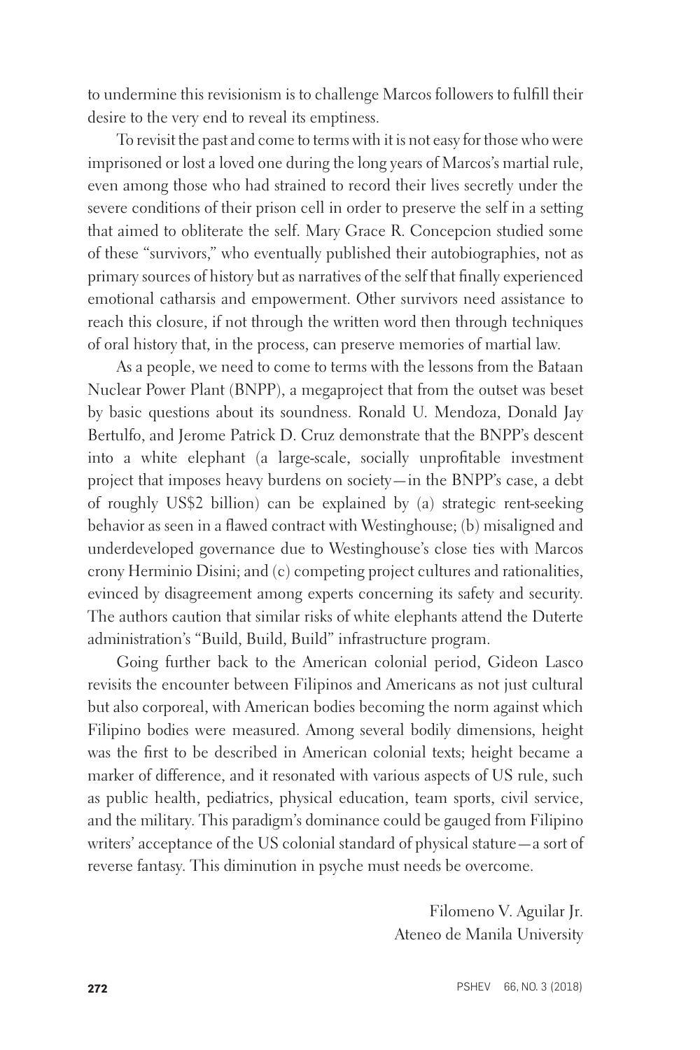to undermine this revisionism is to challenge Marcos followers to fulfill their desire to the very end to reveal its emptiness.

To revisit the past and come to terms with it is not easy for those who were imprisoned or lost a loved one during the long years of Marcos's martial rule, even among those who had strained to record their lives secretly under the severe conditions of their prison cell in order to preserve the self in a setting that aimed to obliterate the self. Mary Grace R. Concepcion studied some of these "survivors," who eventually published their autobiographies, not as primary sources of history but as narratives of the self that finally experienced emotional catharsis and empowerment. Other survivors need assistance to reach this closure, if not through the written word then through techniques of oral history that, in the process, can preserve memories of martial law.

As a people, we need to come to terms with the lessons from the Bataan Nuclear Power Plant (BNPP), a megaproject that from the outset was beset by basic questions about its soundness. Ronald U. Mendoza, Donald Jay Bertulfo, and Jerome Patrick D. Cruz demonstrate that the BNPP's descent into a white elephant (a large-scale, socially unprofitable investment project that imposes heavy burdens on society—in the BNPP's case, a debt of roughly US$2 billion) can be explained by (a) strategic rent-seeking behavior as seen in a flawed contract with Westinghouse; (b) misaligned and underdeveloped governance due to Westinghouse's close ties with Marcos crony Herminio Disini; and (c) competing project cultures and rationalities, evinced by disagreement among experts concerning its safety and security. The authors caution that similar risks of white elephants attend the Duterte administration's "Build, Build, Build" infrastructure program.

Going further back to the American colonial period, Gideon Lasco revisits the encounter between Filipinos and Americans as not just cultural but also corporeal, with American bodies becoming the norm against which Filipino bodies were measured. Among several bodily dimensions, height was the first to be described in American colonial texts; height became a marker of difference, and it resonated with various aspects of US rule, such as public health, pediatrics, physical education, team sports, civil service, and the military. This paradigm's dominance could be gauged from Filipino writers' acceptance of the US colonial standard of physical stature—a sort of reverse fantasy. This diminution in psyche must needs be overcome.

Filomeno V. Aguilar Jr.
Ateneo de Manila University